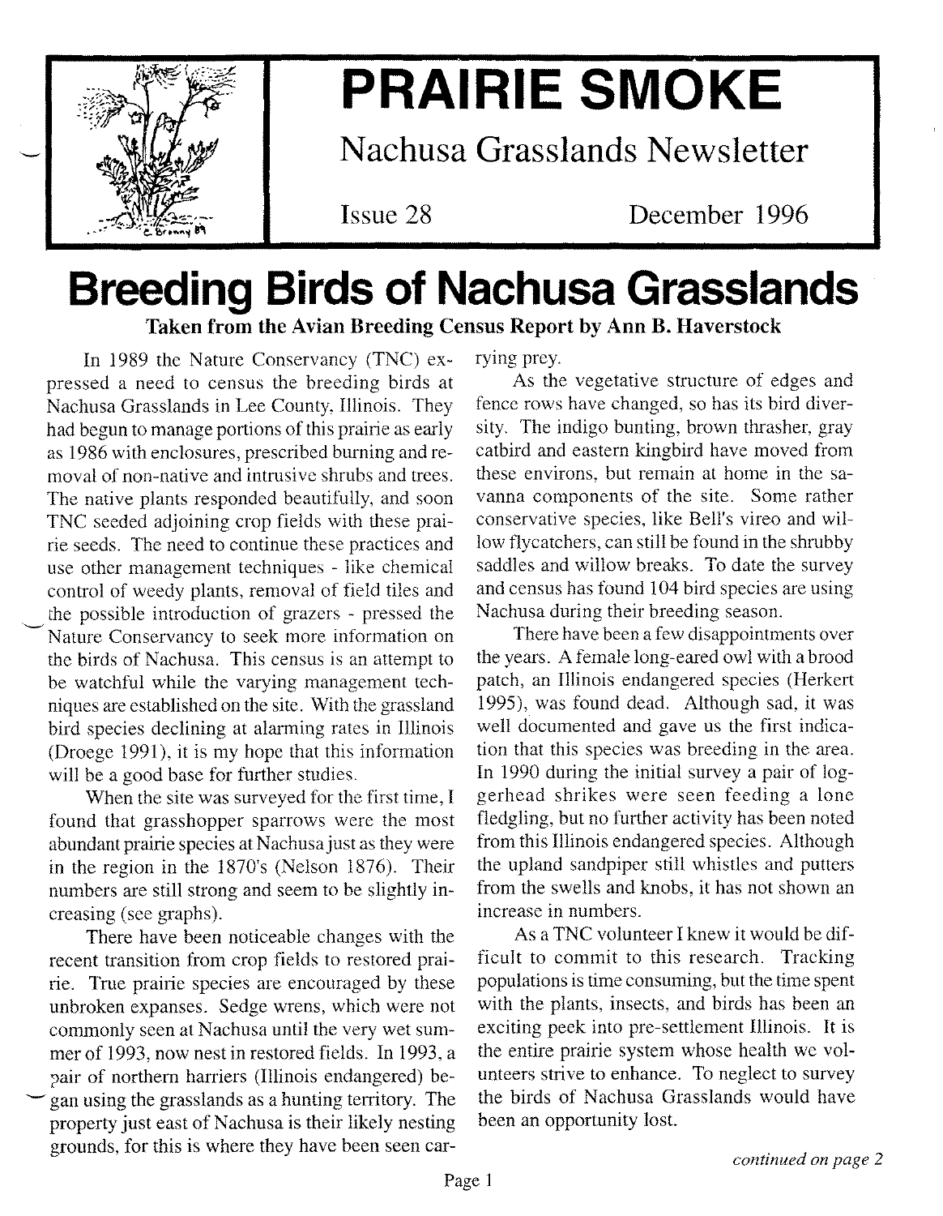# PRAIRIE SMOKE

Nachusa Grasslands Newsletter

Issue 28 December 1996

# Breeding Birds of Nachusa Grasslands

**Taken from the Avian Breeding Census Report by Ann B. Haverstock**

In 1989 the Nature Conservancy (TNC) expressed a need to census the breeding birds at Nachusa Grasslands in Lee County, Illinois. They had begun to manage portions of this prairie as early as 1986 with enclosures, prescribed burning and removal of non-native and intrusive shrubs and trees. The native plants responded beautifully, and soon TNC seeded adjoining crop fields with these prairie seeds. The need to continue these practices and use other management techniques - like chemical control of weedy plants, removal of field tiles and the possible introduction of grazers - pressed the Nature Conservancy to seek more information on the birds of Nachusa. This census is an attempt to be watchful while the varying management techniques are established on the site. With the grassland bird species declining at alarming rates in Illinois (Droege 1991), it is my hope that this information will be a good base for further studies.

When the site was surveyed for the first time, I found that grasshopper sparrows were the most abundant prairie species at Nachusa just as they were in the region in the 1870's (Nelson 1876). Their numbers are still strong and seem to be slightly increasing (see graphs).

There have been noticeable changes with the recent transition from crop fields to restored prairie. True prairie species are encouraged by these unbroken expanses. Sedge wrens, which were not commonly seen at Nachusa until the very wet summer of 1993, now nest in restored fields. In 1993, a pair of northern harriers (Illinois endangered) began using the grasslands as a hunting territory. The property just east of Nachusa is their likely nesting grounds, for this is where they have been seen carrying prey.

As the vegetative structure of edges and fence rows have changed, so has its bird diversity. The indigo bunting, brown thrasher, gray catbird and eastern kingbird have moved from these environs, but remain at home in the savanna components of the site. Some rather conservative species, like Bell's vireo and willow flycatchers, can still be found in the shrubby saddles and willow breaks. To date the survey and census has found 104 bird species are using Nachusa during their breeding season.

There have been a few disappointments over the years. A female long-eared owl with a brood patch, an Illinois endangered species (Herkert 1995), was found dead. Although sad, it was well documented and gave us the first indication that this species was breeding in the area. In 1990 during the initial survey a pair of loggerhead shrikes were seen feeding a lone fledgling, but no further activity has been noted from this Illinois endangered species. Although the upland sandpiper still whistles and putters from the swells and knobs, it has not shown an increase in numbers.

As a TNC volunteer I knew it would be difficult to commit to this research. Tracking populations is time consuming, but the time spent with the plants, insects, and birds has been an exciting peek into pre-settlement Illinois. It is the entire prairie system whose health we volunteers strive to enhance. To neglect to survey the birds of Nachusa Grasslands would have been an opportunity lost.

*continued on page 2*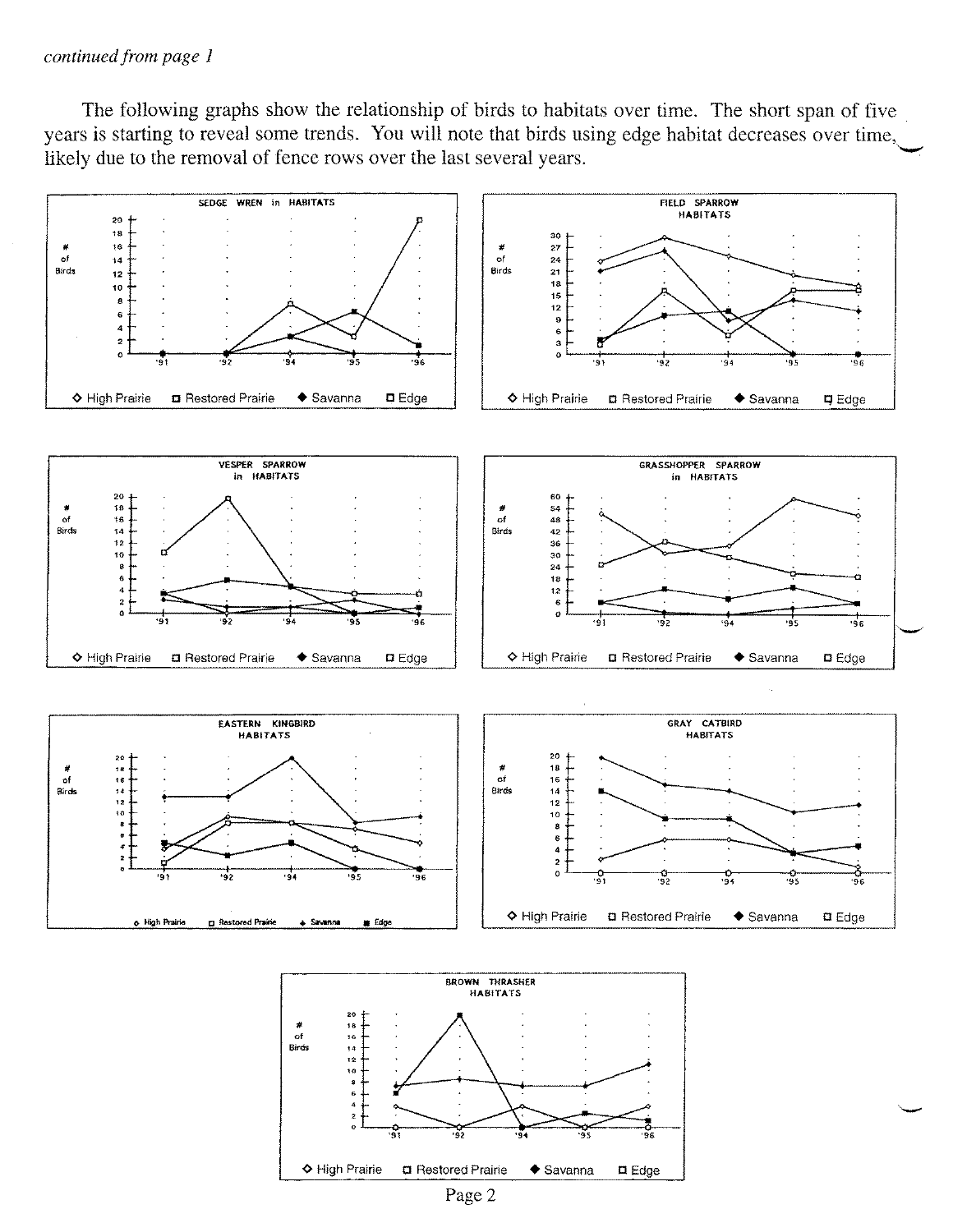*continued from page 1*

The following graphs show the relationship of birds to habitats over time. The short span of five years is starting to reveal some trends. You will note that birds using edge habitat decreases over time, likely due to the removal of fence rows over the last several years.

SEDGE WREN in HABITATS

FIELD SPARROW HABITATS

VESPER SPARROW in HABITATS

GRASSHOPPER SPARROW in HABITATS

EASTERN KINGBIRD HABITATS

GRAY CATBIRD HABITATS

BROWN THRASHER HABITATS

◇ High Prairie □ Restored Prairie ◆ Savanna □ Edge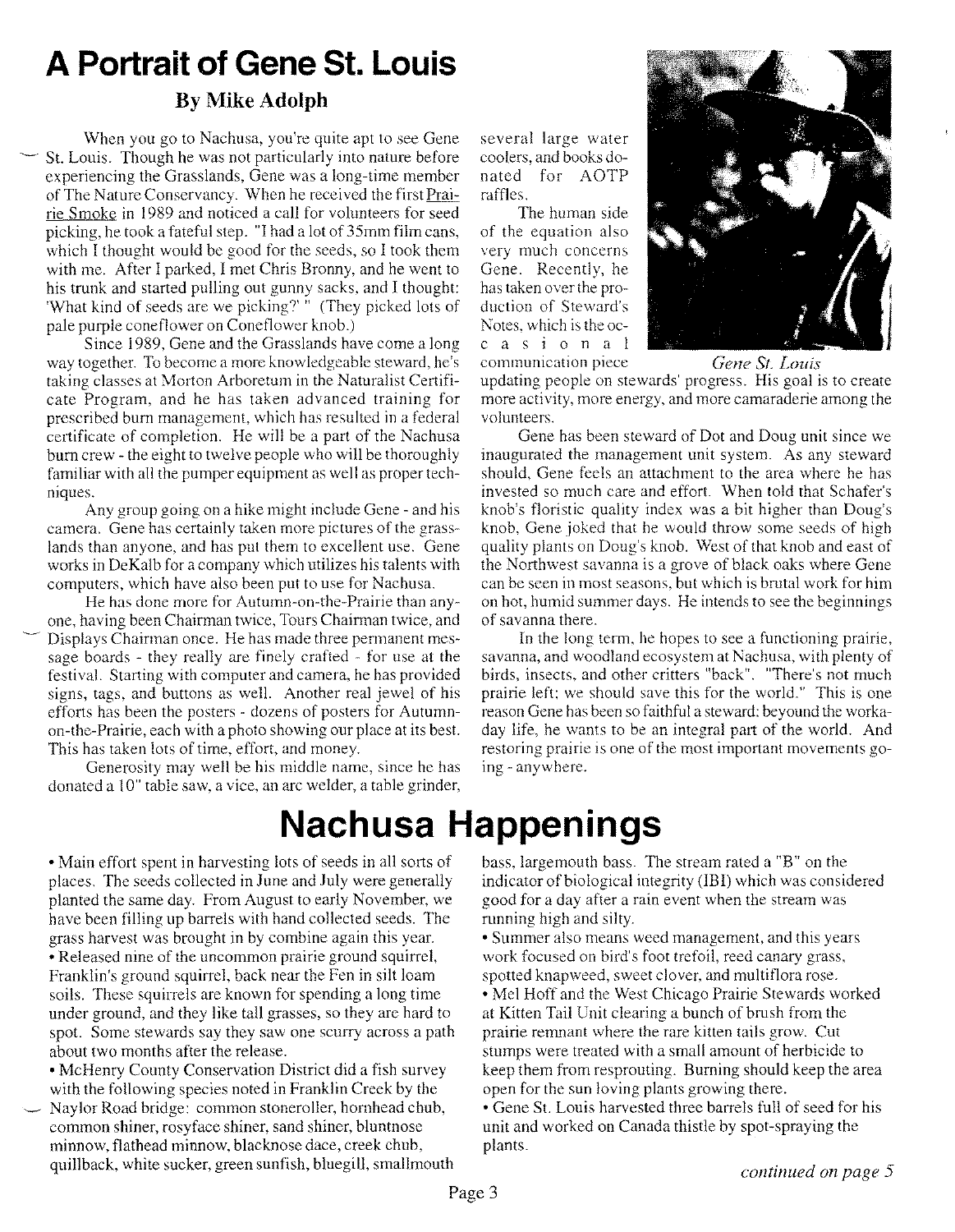# A Portrait of Gene St. Louis

### By Mike Adolph

When you go to Nachusa, you're quite apt to see Gene St. Louis. Though he was not particularly into nature before experiencing the Grasslands, Gene was a long-time member of The Nature Conservancy. When he received the first Prairie Smoke in 1989 and noticed a call for volunteers for seed picking, he took a fateful step. "I had a lot of 35mm film cans, which I thought would be good for the seeds, so I took them with me. After I parked, I met Chris Bronny, and he went to his trunk and started pulling out gunny sacks, and I thought: 'What kind of seeds are we picking?' " (They picked lots of pale purple coneflower on Coneflower knob.)

Since 1989, Gene and the Grasslands have come a long way together. To become a more knowledgeable steward, he's taking classes at Morton Arboretum in the Naturalist Certificate Program, and he has taken advanced training for prescribed burn management, which has resulted in a federal certificate of completion. He will be a part of the Nachusa burn crew - the eight to twelve people who will be thoroughly familiar with all the pumper equipment as well as proper techniques.

Any group going on a hike might include Gene - and his camera. Gene has certainly taken more pictures of the grasslands than anyone, and has put them to excellent use. Gene works in DeKalb for a company which utilizes his talents with computers, which have also been put to use for Nachusa.

He has done more for Autumn-on-the-Prairie than anyone, having been Chairman twice, Tours Chairman twice, and Displays Chairman once. He has made three permanent message boards - they really are finely crafted - for use at the festival. Starting with computer and camera, he has provided signs, tags, and buttons as well. Another real jewel of his efforts has been the posters - dozens of posters for Autumn-on-the-Prairie, each with a photo showing our place at its best. This has taken lots of time, effort, and money.

Generosity may well be his middle name, since he has donated a 10" table saw, a vice, an arc welder, a table grinder, several large water coolers, and books donated for AOTP raffles.

*Gene St. Louis*

The human side of the equation also very much concerns Gene. Recently, he has taken over the production of Steward's Notes, which is the occasional communication piece updating people on stewards' progress. His goal is to create more activity, more energy, and more camaraderie among the volunteers.

Gene has been steward of Dot and Doug unit since we inaugurated the management unit system. As any steward should, Gene feels an attachment to the area where he has invested so much care and effort. When told that Schafer's knob's floristic quality index was a bit higher than Doug's knob, Gene joked that he would throw some seeds of high quality plants on Doug's knob. West of that knob and east of the Northwest savanna is a grove of black oaks where Gene can be seen in most seasons, but which is brutal work for him on hot, humid summer days. He intends to see the beginnings of savanna there.

In the long term, he hopes to see a functioning prairie, savanna, and woodland ecosystem at Nachusa, with plenty of birds, insects, and other critters "back". "There's not much prairie left; we should save this for the world." This is one reason Gene has been so faithful a steward: beyound the workaday life, he wants to be an integral part of the world. And restoring prairie is one of the most important movements going - anywhere.

# Nachusa Happenings

- Main effort spent in harvesting lots of seeds in all sorts of places. The seeds collected in June and July were generally planted the same day. From August to early November, we have been filling up barrels with hand collected seeds. The grass harvest was brought in by combine again this year.
- Released nine of the uncommon prairie ground squirrel, Franklin's ground squirrel, back near the Fen in silt loam soils. These squirrels are known for spending a long time under ground, and they like tall grasses, so they are hard to spot. Some stewards say they saw one scurry across a path about two months after the release.
- McHenry County Conservation District did a fish survey with the following species noted in Franklin Creek by the Naylor Road bridge: common stoneroller, hornhead chub, common shiner, rosyface shiner, sand shiner, bluntnose minnow, flathead minnow, blacknose dace, creek chub, quillback, white sucker, green sunfish, bluegill, smallmouth bass, largemouth bass. The stream rated a "B" on the indicator of biological integrity (IBI) which was considered good for a day after a rain event when the stream was running high and silty.
- Summer also means weed management, and this years work focused on bird's foot trefoil, reed canary grass, spotted knapweed, sweet clover, and multiflora rose.
- Mel Hoff and the West Chicago Prairie Stewards worked at Kitten Tail Unit clearing a bunch of brush from the prairie remnant where the rare kitten tails grow. Cut stumps were treated with a small amount of herbicide to keep them from resprouting. Burning should keep the area open for the sun loving plants growing there.
- Gene St. Louis harvested three barrels full of seed for his unit and worked on Canada thistle by spot-spraying the plants.

*continued on page 5*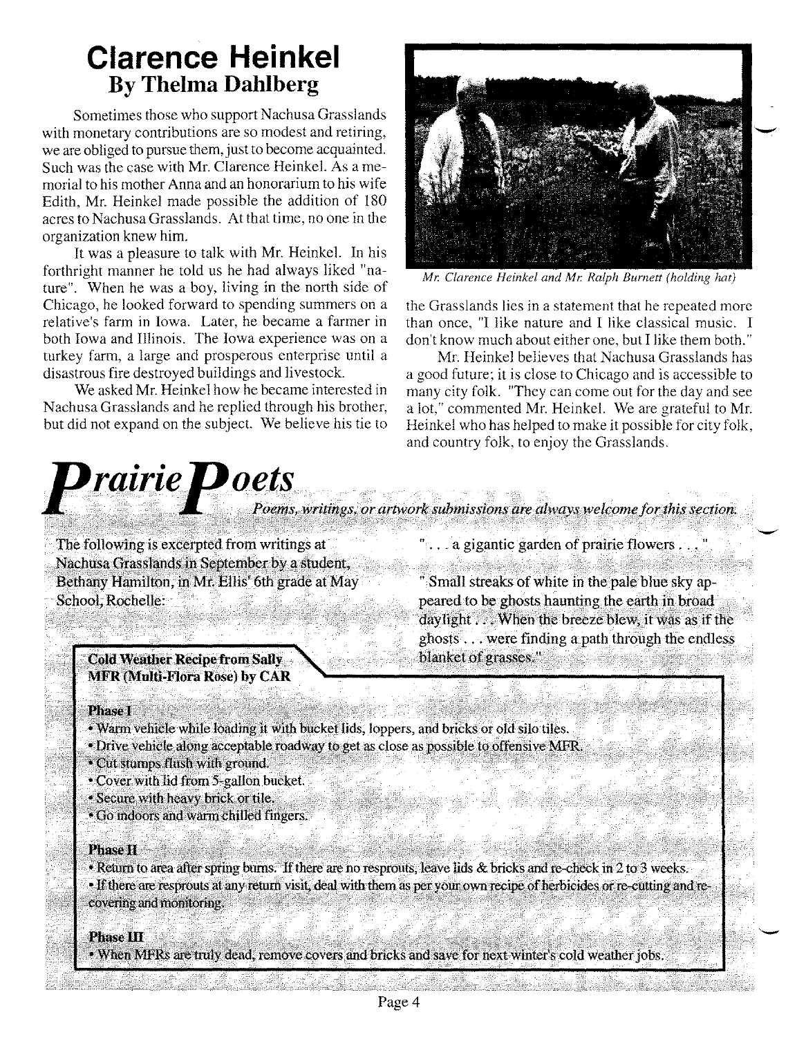# Clarence Heinkel

## By Thelma Dahlberg

Sometimes those who support Nachusa Grasslands with monetary contributions are so modest and retiring, we are obliged to pursue them, just to become acquainted. Such was the case with Mr. Clarence Heinkel. As a memorial to his mother Anna and an honorarium to his wife Edith, Mr. Heinkel made possible the addition of 180 acres to Nachusa Grasslands. At that time, no one in the organization knew him.

It was a pleasure to talk with Mr. Heinkel. In his forthright manner he told us he had always liked "nature". When he was a boy, living in the north side of Chicago, he looked forward to spending summers on a relative's farm in Iowa. Later, he became a farmer in both Iowa and Illinois. The Iowa experience was on a turkey farm, a large and prosperous enterprise until a disastrous fire destroyed buildings and livestock.

We asked Mr. Heinkel how he became interested in Nachusa Grasslands and he replied through his brother, but did not expand on the subject. We believe his tie to the Grasslands lies in a statement that he repeated more than once, "I like nature and I like classical music. I don't know much about either one, but I like them both."

*Mr. Clarence Heinkel and Mr. Ralph Burnett (holding hat)*

Mr. Heinkel believes that Nachusa Grasslands has a good future; it is close to Chicago and is accessible to many city folk. "They can come out for the day and see a lot," commented Mr. Heinkel. We are grateful to Mr. Heinkel who has helped to make it possible for city folk, and country folk, to enjoy the Grasslands.

# Prairie Poets

*Poems, writings, or artwork submissions are always welcome for this section.*

The following is excerpted from writings at Nachusa Grasslands in September by a student, Bethany Hamilton, in Mr. Ellis' 6th grade at May School, Rochelle:

". . . a gigantic garden of prairie flowers . . ."

"Small streaks of white in the pale blue sky appeared to be ghosts haunting the earth in broad daylight . . . When the breeze blew, it was as if the ghosts . . . were finding a path through the endless blanket of grasses."

**Cold Weather Recipe from Sally**
**MFR (Multi-Flora Rose) by CAR**

**Phase I**

- Warm vehicle while loading it with bucket lids, loppers, and bricks or old silo tiles.
- Drive vehicle along acceptable roadway to get as close as possible to offensive MFR.
- Cut stumps flush with ground.
- Cover with lid from 5-gallon bucket.
- Secure with heavy brick or tile.
- Go indoors and warm chilled fingers.

**Phase II**

- Return to area after spring burns. If there are no resprouts, leave lids & bricks and re-check in 2 to 3 weeks.
- If there are resprouts at any return visit, deal with them as per your own recipe of herbicides or re-cutting and re-covering and monitoring.

**Phase III**

- When MFRs are truly dead, remove covers and bricks and save for next winter's cold weather jobs.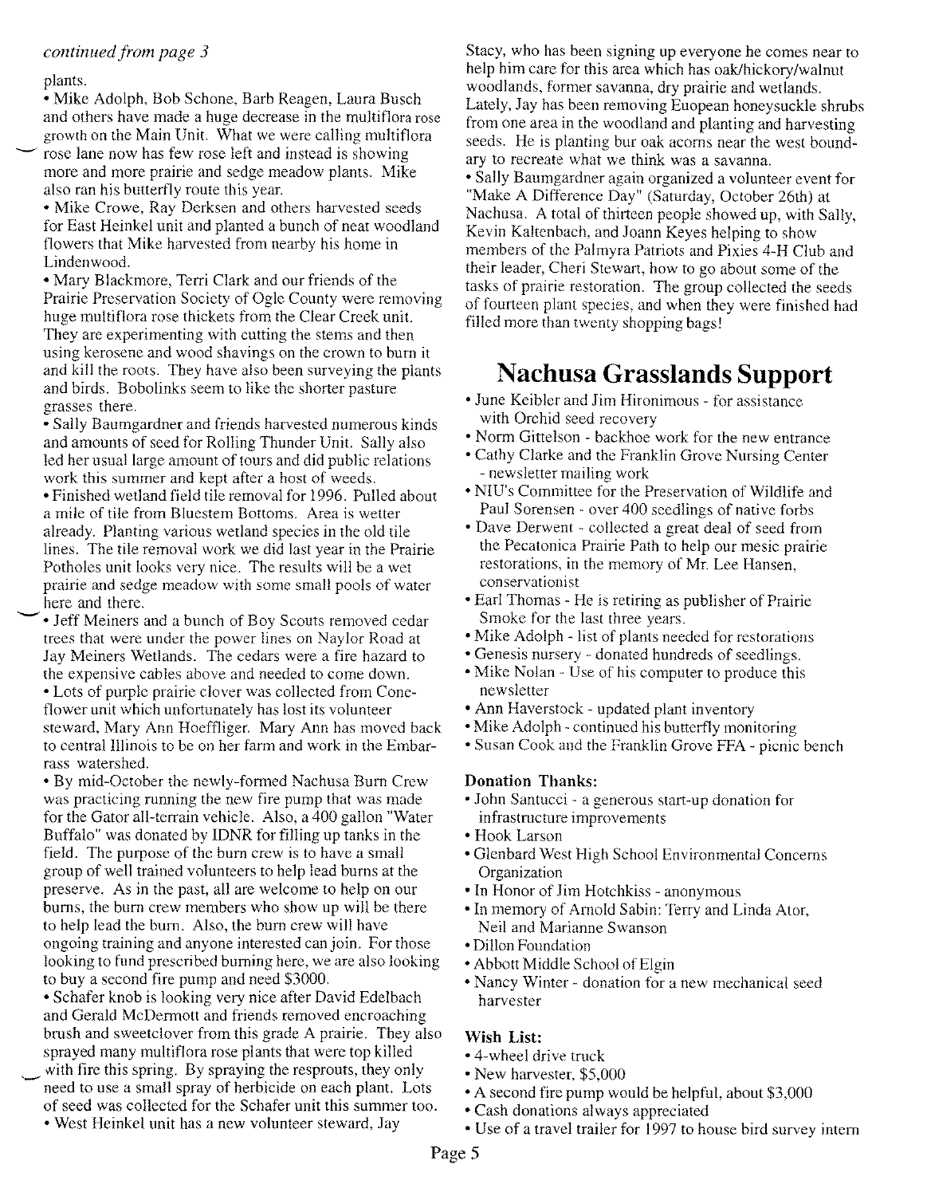*continued from page 3*

plants.

- Mike Adolph, Bob Schone, Barb Reagen, Laura Busch and others have made a huge decrease in the multiflora rose growth on the Main Unit. What we were calling multiflora rose lane now has few rose left and instead is showing more and more prairie and sedge meadow plants. Mike also ran his butterfly route this year.
- Mike Crowe, Ray Derksen and others harvested seeds for East Heinkel unit and planted a bunch of neat woodland flowers that Mike harvested from nearby his home in Lindenwood.
- Mary Blackmore, Terri Clark and our friends of the Prairie Preservation Society of Ogle County were removing huge multiflora rose thickets from the Clear Creek unit. They are experimenting with cutting the stems and then using kerosene and wood shavings on the crown to burn it and kill the roots. They have also been surveying the plants and birds. Bobolinks seem to like the shorter pasture grasses there.
- Sally Baumgardner and friends harvested numerous kinds and amounts of seed for Rolling Thunder Unit. Sally also led her usual large amount of tours and did public relations work this summer and kept after a host of weeds.
- Finished wetland field tile removal for 1996. Pulled about a mile of tile from Bluestem Bottoms. Area is wetter already. Planting various wetland species in the old tile lines. The tile removal work we did last year in the Prairie Potholes unit looks very nice. The results will be a wet prairie and sedge meadow with some small pools of water here and there.
- Jeff Meiners and a bunch of Boy Scouts removed cedar trees that were under the power lines on Naylor Road at Jay Meiners Wetlands. The cedars were a fire hazard to the expensive cables above and needed to come down.
- Lots of purple prairie clover was collected from Coneflower unit which unfortunately has lost its volunteer steward, Mary Ann Hoeffliger. Mary Ann has moved back to central Illinois to be on her farm and work in the Embarrass watershed.
- By mid-October the newly-formed Nachusa Burn Crew was practicing running the new fire pump that was made for the Gator all-terrain vehicle. Also, a 400 gallon "Water Buffalo" was donated by IDNR for filling up tanks in the field. The purpose of the burn crew is to have a small group of well trained volunteers to help lead burns at the preserve. As in the past, all are welcome to help on our burns, the burn crew members who show up will be there to help lead the burn. Also, the burn crew will have ongoing training and anyone interested can join. For those looking to fund prescribed burning here, we are also looking to buy a second fire pump and need $3000.
- Schafer knob is looking very nice after David Edelbach and Gerald McDermott and friends removed encroaching brush and sweetclover from this grade A prairie. They also sprayed many multiflora rose plants that were top killed with fire this spring. By spraying the resprouts, they only need to use a small spray of herbicide on each plant. Lots of seed was collected for the Schafer unit this summer too.
- West Heinkel unit has a new volunteer steward, Jay Stacy, who has been signing up everyone he comes near to help him care for this area which has oak/hickory/walnut woodlands, former savanna, dry prairie and wetlands. Lately, Jay has been removing Euopean honeysuckle shrubs from one area in the woodland and planting and harvesting seeds. He is planting bur oak acorns near the west boundary to recreate what we think was a savanna.
- Sally Baumgardner again organized a volunteer event for "Make A Difference Day" (Saturday, October 26th) at Nachusa. A total of thirteen people showed up, with Sally, Kevin Kaltenbach, and Joann Keyes helping to show members of the Palmyra Patriots and Pixies 4-H Club and their leader, Cheri Stewart, how to go about some of the tasks of prairie restoration. The group collected the seeds of fourteen plant species, and when they were finished had filled more than twenty shopping bags!

# Nachusa Grasslands Support

- June Keibler and Jim Hironimous - for assistance with Orchid seed recovery
- Norm Gittelson - backhoe work for the new entrance
- Cathy Clarke and the Franklin Grove Nursing Center - newsletter mailing work
- NIU's Committee for the Preservation of Wildlife and Paul Sorensen - over 400 seedlings of native forbs
- Dave Derwent - collected a great deal of seed from the Pecatonica Prairie Path to help our mesic prairie restorations, in the memory of Mr. Lee Hansen, conservationist
- Earl Thomas - He is retiring as publisher of Prairie Smoke for the last three years.
- Mike Adolph - list of plants needed for restorations
- Genesis nursery - donated hundreds of seedlings.
- Mike Nolan - Use of his computer to produce this newsletter
- Ann Haverstock - updated plant inventory
- Mike Adolph - continued his butterfly monitoring
- Susan Cook and the Franklin Grove FFA - picnic bench

### Donation Thanks:

- John Santucci - a generous start-up donation for infrastructure improvements
- Hook Larson
- Glenbard West High School Environmental Concerns Organization
- In Honor of Jim Hotchkiss - anonymous
- In memory of Arnold Sabin: Terry and Linda Ator, Neil and Marianne Swanson
- Dillon Foundation
- Abbott Middle School of Elgin
- Nancy Winter - donation for a new mechanical seed harvester

### Wish List:

- 4-wheel drive truck
- New harvester, $5,000
- A second fire pump would be helpful, about $3,000
- Cash donations always appreciated
- Use of a travel trailer for 1997 to house bird survey intern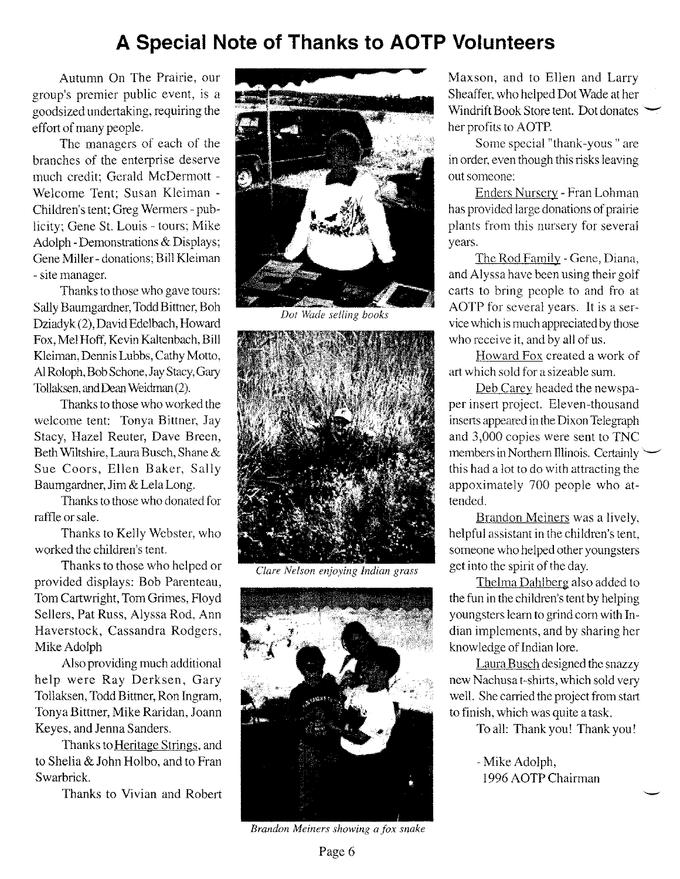# A Special Note of Thanks to AOTP Volunteers

Autumn On The Prairie, our group's premier public event, is a goodsized undertaking, requiring the effort of many people.

The managers of each of the branches of the enterprise deserve much credit; Gerald McDermott - Welcome Tent; Susan Kleiman - Children's tent; Greg Wermers - publicity; Gene St. Louis - tours; Mike Adolph - Demonstrations & Displays; Gene Miller - donations; Bill Kleiman - site manager.

Thanks to those who gave tours: Sally Baumgardner, Todd Bittner, Bob Dziadyk (2), David Edelbach, Howard Fox, Mel Hoff, Kevin Kaltenbach, Bill Kleiman, Dennis Lubbs, Cathy Motto, Al Roloph, Bob Schone, Jay Stacy, Gary Tollaksen, and Dean Weidman (2).

Thanks to those who worked the welcome tent: Tonya Bittner, Jay Stacy, Hazel Reuter, Dave Breen, Beth Wiltshire, Laura Busch, Shane & Sue Coors, Ellen Baker, Sally Baumgardner, Jim & Lela Long.

Thanks to those who donated for raffle or sale.

Thanks to Kelly Webster, who worked the children's tent.

Thanks to those who helped or provided displays: Bob Parenteau, Tom Cartwright, Tom Grimes, Floyd Sellers, Pat Russ, Alyssa Rod, Ann Haverstock, Cassandra Rodgers, Mike Adolph

Also providing much additional help were Ray Derksen, Gary Tollaksen, Todd Bittner, Ron Ingram, Tonya Bittner, Mike Raridan, Joann Keyes, and Jenna Sanders.

Thanks to Heritage Strings, and to Shelia & John Holbo, and to Fran Swarbrick.

Thanks to Vivian and Robert Maxson, and to Ellen and Larry Sheaffer, who helped Dot Wade at her Windrift Book Store tent. Dot donates her profits to AOTP.

*Dot Wade selling books*

*Clare Nelson enjoying Indian grass*

*Brandon Meiners showing a fox snake*

Some special "thank-yous" are in order, even though this risks leaving out someone:

Enders Nursery - Fran Lohman has provided large donations of prairie plants from this nursery for several years.

The Rod Family - Gene, Diana, and Alyssa have been using their golf carts to bring people to and fro at AOTP for several years. It is a service which is much appreciated by those who receive it, and by all of us.

Howard Fox created a work of art which sold for a sizeable sum.

Deb Carey headed the newspaper insert project. Eleven-thousand inserts appeared in the Dixon Telegraph and 3,000 copies were sent to TNC members in Northern Illinois. Certainly this had a lot to do with attracting the approximately 700 people who attended.

Brandon Meiners was a lively, helpful assistant in the children's tent, someone who helped other youngsters get into the spirit of the day.

Thelma Dahlberg also added to the fun in the children's tent by helping youngsters learn to grind corn with Indian implements, and by sharing her knowledge of Indian lore.

Laura Busch designed the snazzy new Nachusa t-shirts, which sold very well. She carried the project from start to finish, which was quite a task.

To all: Thank you! Thank you!

- Mike Adolph,
1996 AOTP Chairman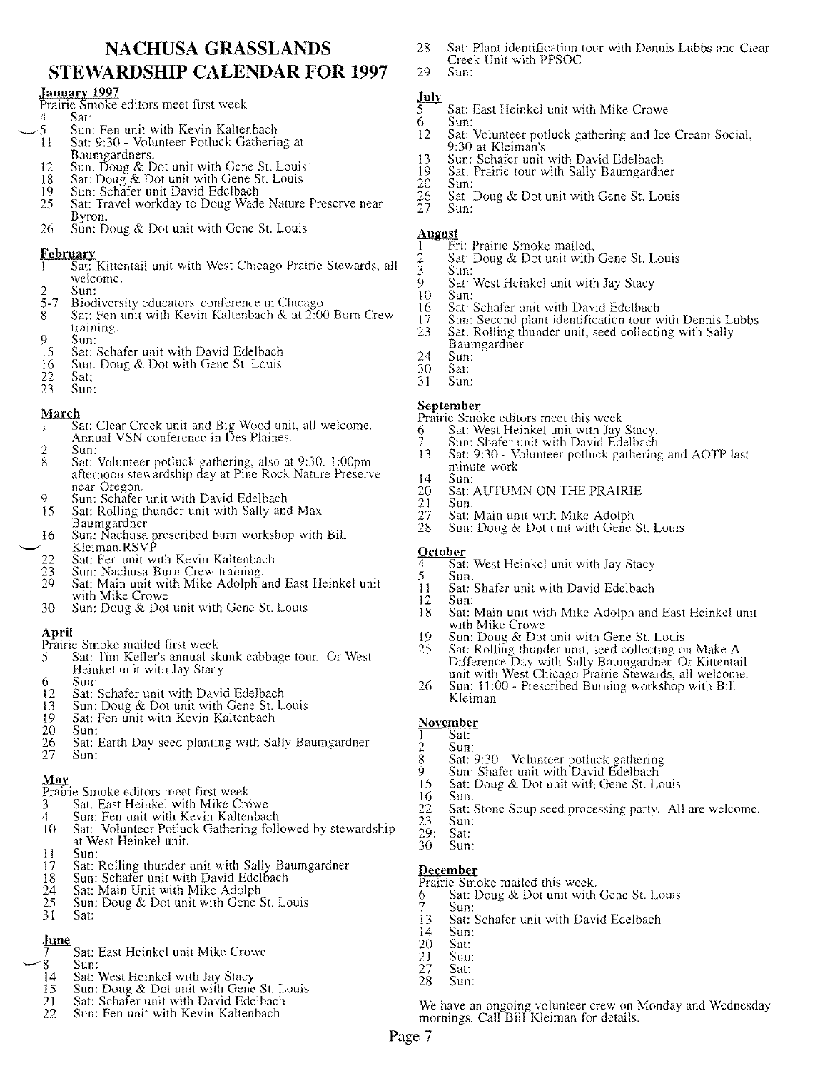# NACHUSA GRASSLANDS STEWARDSHIP CALENDAR FOR 1997

**January 1997**

Prairie Smoke editors meet first week

- 4 Sat:
- 5 Sun: Fen unit with Kevin Kaltenbach
- 11 Sat: 9:30 - Volunteer Potluck Gathering at Baumgardners.
- 12 Sun: Doug & Dot unit with Gene St. Louis
- 18 Sat: Doug & Dot unit with Gene St. Louis
- 19 Sun: Schafer unit David Edelbach
- 25 Sat: Travel workday to Doug Wade Nature Preserve near Byron.
- 26 Sun: Doug & Dot unit with Gene St. Louis

**February**

- 1 Sat: Kittentail unit with West Chicago Prairie Stewards, all welcome.
- 2 Sun:
- 5-7 Biodiversity educators' conference in Chicago
- 8 Sat: Fen unit with Kevin Kaltenbach & at 2:00 Burn Crew training.
- 9 Sun:
- 15 Sat: Schafer unit with David Edelbach
- 16 Sun: Doug & Dot with Gene St. Louis
- 22 Sat:
- 23 Sun:

**March**

- 1 Sat: Clear Creek unit and Big Wood unit, all welcome. Annual VSN conference in Des Plaines.
- 2 Sun:
- 8 Sat: Volunteer potluck gathering, also at 9:30. 1:00pm afternoon stewardship day at Pine Rock Nature Preserve near Oregon.
- 9 Sun: Schafer unit with David Edelbach
- 15 Sat: Rolling thunder unit with Sally and Max Baumgardner
- 16 Sun: Nachusa prescribed burn workshop with Bill Kleiman,RSVP
- 22 Sat: Fen unit with Kevin Kaltenbach
- 23 Sun: Nachusa Burn Crew training.
- 29 Sat: Main unit with Mike Adolph and East Heinkel unit with Mike Crowe
- 30 Sun: Doug & Dot unit with Gene St. Louis

**April**

Prairie Smoke mailed first week

- 5 Sat: Tim Keller's annual skunk cabbage tour. Or West Heinkel unit with Jay Stacy
- 6 Sun:
- 12 Sat: Schafer unit with David Edelbach
- 13 Sun: Doug & Dot unit with Gene St. Louis
- 19 Sat: Fen unit with Kevin Kaltenbach
- 20 Sun:
- 26 Sat: Earth Day seed planting with Sally Baumgardner
- 27 Sun:

**May**

Prairie Smoke editors meet first week.

- 3 Sat: East Heinkel with Mike Crowe
- 4 Sun: Fen unit with Kevin Kaltenbach
- 10 Sat: Volunteer Potluck Gathering followed by stewardship at West Heinkel unit.
- 11 Sun:
- 17 Sat: Rolling thunder unit with Sally Baumgardner
- 18 Sun: Schafer unit with David Edelbach
- 24 Sat: Main Unit with Mike Adolph
- 25 Sun: Doug & Dot unit with Gene St. Louis
- 31 Sat:

**June**

- 7 Sat: East Heinkel unit Mike Crowe
- 8 Sun:
- 14 Sat: West Heinkel with Jay Stacy
- 15 Sun: Doug & Dot unit with Gene St. Louis
- 21 Sat: Schafer unit with David Edelbach
- 22 Sun: Fen unit with Kevin Kaltenbach
- 28 Sat: Plant identification tour with Dennis Lubbs and Clear Creek Unit with PPSOC
- 29 Sun:

**July**

- 5 Sat: East Heinkel unit with Mike Crowe
- 6 Sun:
- 12 Sat: Volunteer potluck gathering and Ice Cream Social, 9:30 at Kleiman's.
- 13 Sun: Schafer unit with David Edelbach
- 19 Sat: Prairie tour with Sally Baumgardner
- 20 Sun:
- 26 Sat: Doug & Dot unit with Gene St. Louis
- 27 Sun:

**August**

- 1 Fri: Prairie Smoke mailed.
- 2 Sat: Doug & Dot unit with Gene St. Louis
- 3 Sun:
- 9 Sat: West Heinkel unit with Jay Stacy
- 10 Sun:
- 16 Sat: Schafer unit with David Edelbach
- 17 Sun: Second plant identification tour with Dennis Lubbs
- 23 Sat: Rolling thunder unit, seed collecting with Sally Baumgardner
- 24 Sun:
- 30 Sat:
- 31 Sun:

**September**

Prairie Smoke editors meet this week.

- 6 Sat: West Heinkel unit with Jay Stacy.
- 7 Sun: Shafer unit with David Edelbach
- 13 Sat: 9:30 - Volunteer potluck gathering and AOTP last minute work
- 14 Sun:
- 20 Sat: AUTUMN ON THE PRAIRIE
- 21 Sun:
- 27 Sat: Main unit with Mike Adolph
- 28 Sun: Doug & Dot unit with Gene St. Louis

**October**

- 4 Sat: West Heinkel unit with Jay Stacy
- 5 Sun:
- 11 Sat: Shafer unit with David Edelbach
- 12 Sun:
- 18 Sat: Main unit with Mike Adolph and East Heinkel unit with Mike Crowe
- 19 Sun: Doug & Dot unit with Gene St. Louis
- 25 Sat: Rolling thunder unit, seed collecting on Make A Difference Day with Sally Baumgardner. Or Kittentail unit with West Chicago Prairie Stewards, all welcome.
- 26 Sun: 11:00 - Prescribed Burning workshop with Bill Kleiman

**November**

- 1 Sat:
- 2 Sun:
- 8 Sat: 9:30 - Volunteer potluck gathering
- 9 Sun: Shafer unit with David Edelbach
- 15 Sat: Doug & Dot unit with Gene St. Louis
- 16 Sun:
- 22 Sat: Stone Soup seed processing party. All are welcome.
- 23 Sun:
- 29: Sat:
- 30 Sun:

**December**

Prairie Smoke mailed this week.

- 6 Sat: Doug & Dot unit with Gene St. Louis
- 7 Sun:
- 13 Sat: Schafer unit with David Edelbach
- 14 Sun:
- 20 Sat:
- 21 Sun:
- 27 Sat:
- 28 Sun:

We have an ongoing volunteer crew on Monday and Wednesday mornings. Call Bill Kleiman for details.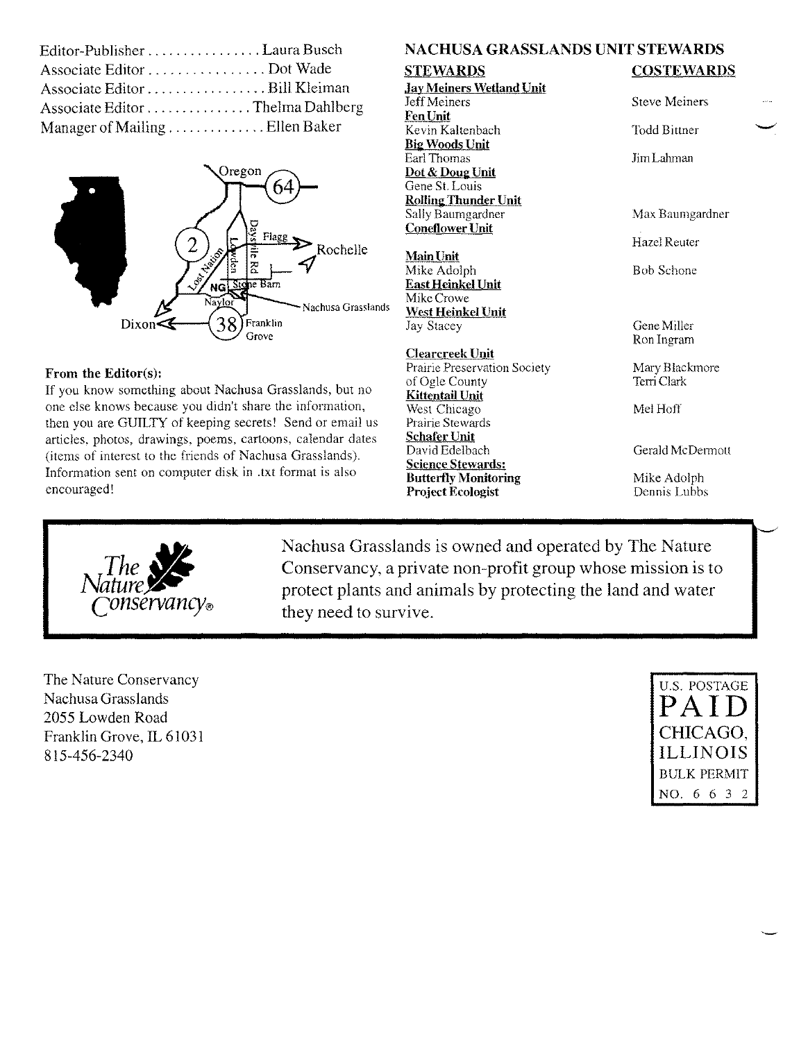Editor-Publisher ................ Laura Busch
Associate Editor ................ Dot Wade
Associate Editor ................. Bill Kleiman
Associate Editor ............... Thelma Dahlberg
Manager of Mailing ............. Ellen Baker

Oregon
64
2
Lost Nation
Lowden
Daysville Rd
Flagg
Rochelle
NG
Stone Barn
Naylor
Nachusa Grasslands
Dixon
38
Franklin Grove

**From the Editor(s):**

If you know something about Nachusa Grasslands, but no one else knows because you didn't share the information, then you are GUILTY of keeping secrets! Send or email us articles, photos, drawings, poems, cartoons, calendar dates (items of interest to the friends of Nachusa Grasslands). Information sent on computer disk in .txt format is also encouraged!

## NACHUSA GRASSLANDS UNIT STEWARDS

| STEWARDS | COSTEWARDS |
|---|---|
| **Jay Meiners Wetland Unit** | |
| Jeff Meiners | Steve Meiners |
| **Fen Unit** | |
| Kevin Kaltenbach | Todd Bittner |
| **Big Woods Unit** | |
| Earl Thomas | Jim Lahman |
| **Dot & Doug Unit** | |
| Gene St. Louis | |
| **Rolling Thunder Unit** | |
| Sally Baumgardner | Max Baumgardner |
| **Coneflower Unit** | |
| | Hazel Reuter |
| **Main Unit** | |
| Mike Adolph | Bob Schone |
| **East Heinkel Unit** | |
| Mike Crowe | |
| **West Heinkel Unit** | |
| Jay Stacey | Gene Miller |
| | Ron Ingram |
| **Clearcreek Unit** | |
| Prairie Preservation Society of Ogle County | Mary Blackmore |
| | Terri Clark |
| **Kittentail Unit** | |
| West Chicago Prairie Stewards | Mel Hoff |
| **Schafer Unit** | |
| David Edelbach | Gerald McDermott |
| **Science Stewards:** | |
| **Butterfly Monitoring** | Mike Adolph |
| **Project Ecologist** | Dennis Lubbs |

The Nature Conservancy®

Nachusa Grasslands is owned and operated by The Nature Conservancy, a private non-profit group whose mission is to protect plants and animals by protecting the land and water they need to survive.

The Nature Conservancy
Nachusa Grasslands
2055 Lowden Road
Franklin Grove, IL 61031
815-456-2340

U.S. POSTAGE
PAID
CHICAGO, ILLINOIS
BULK PERMIT
NO. 6 6 3 2